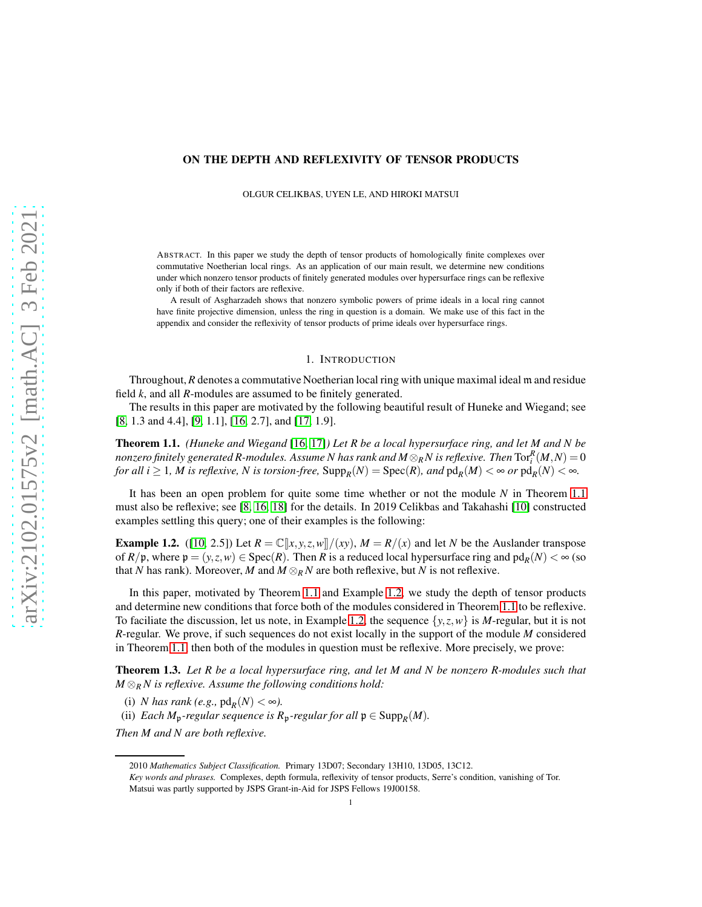# ON THE DEPTH AND REFLEXIVITY OF TENSOR PRODUCTS

OLGUR CELIKBAS, UYEN LE, AND HIROKI MATSUI

ABSTRACT. In this paper we study the depth of tensor products of homologically finite complexes over commutative Noetherian local rings. As an application of our main result, we determine new conditions under which nonzero tensor products of finitely generated modules over hypersurface rings can be reflexive only if both of their factors are reflexive.

A result of Asgharzadeh shows that nonzero symbolic powers of prime ideals in a local ring cannot have finite projective dimension, unless the ring in question is a domain. We make use of this fact in the appendix and consider the reflexivity of tensor products of prime ideals over hypersurface rings.

## 1. INTRODUCTION

Throughout, $R$ denotes a commutative Noetherian local ring with unique maximal ideal $\mathfrak{m}$ and residue field $k$, and all $R$-modules are assumed to be finitely generated.

The results in this paper are motivated by the following beautiful result of Huneke and Wiegand; see [8, 1.3 and 4.4], [9, 1.1], [16, 2.7], and [17, 1.9].

**Theorem 1.1.** *(Huneke and Wiegand [16, 17]) Let $R$ be a local hypersurface ring, and let $M$ and $N$ be nonzero finitely generated $R$-modules. Assume $N$ has rank and $M \otimes_R N$ is reflexive. Then $\operatorname{Tor}_i^R(M,N) = 0$ for all $i \geq 1$, $M$ is reflexive, $N$ is torsion-free, $\operatorname{Supp}_R(N) = \operatorname{Spec}(R)$, and $\operatorname{pd}_R(M) < \infty$ or $\operatorname{pd}_R(N) < \infty$.*

It has been an open problem for quite some time whether or not the module $N$ in Theorem 1.1 must also be reflexive; see [8, 16, 18] for the details. In 2019 Celikbas and Takahashi [10] constructed examples settling this query; one of their examples is the following:

**Example 1.2.** ([10, 2.5]) Let $R = \mathbb{C}[\![x,y,z,w]\!]/(xy)$, $M = R/(x)$ and let $N$ be the Auslander transpose of $R/\mathfrak{p}$, where $\mathfrak{p} = (y,z,w) \in \operatorname{Spec}(R)$. Then $R$ is a reduced local hypersurface ring and $\operatorname{pd}_R(N) < \infty$ (so that $N$ has rank). Moreover, $M$ and $M \otimes_R N$ are both reflexive, but $N$ is not reflexive.

In this paper, motivated by Theorem 1.1 and Example 1.2, we study the depth of tensor products and determine new conditions that force both of the modules considered in Theorem 1.1 to be reflexive. To faciliate the discussion, let us note, in Example 1.2, the sequence $\{y,z,w\}$ is $M$-regular, but it is not $R$-regular. We prove, if such sequences do not exist locally in the support of the module $M$ considered in Theorem 1.1, then both of the modules in question must be reflexive. More precisely, we prove:

**Theorem 1.3.** *Let $R$ be a local hypersurface ring, and let $M$ and $N$ be nonzero $R$-modules such that $M \otimes_R N$ is reflexive. Assume the following conditions hold:*

(i) *$N$ has rank (e.g., $\operatorname{pd}_R(N) < \infty$).*
(ii) *Each $M_{\mathfrak{p}}$-regular sequence is $R_{\mathfrak{p}}$-regular for all $\mathfrak{p} \in \operatorname{Supp}_R(M)$.*

*Then $M$ and $N$ are both reflexive.*

---

2010 *Mathematics Subject Classification.* Primary 13D07; Secondary 13H10, 13D05, 13C12.

*Key words and phrases.* Complexes, depth formula, reflexivity of tensor products, Serre's condition, vanishing of Tor.

Matsui was partly supported by JSPS Grant-in-Aid for JSPS Fellows 19J00158.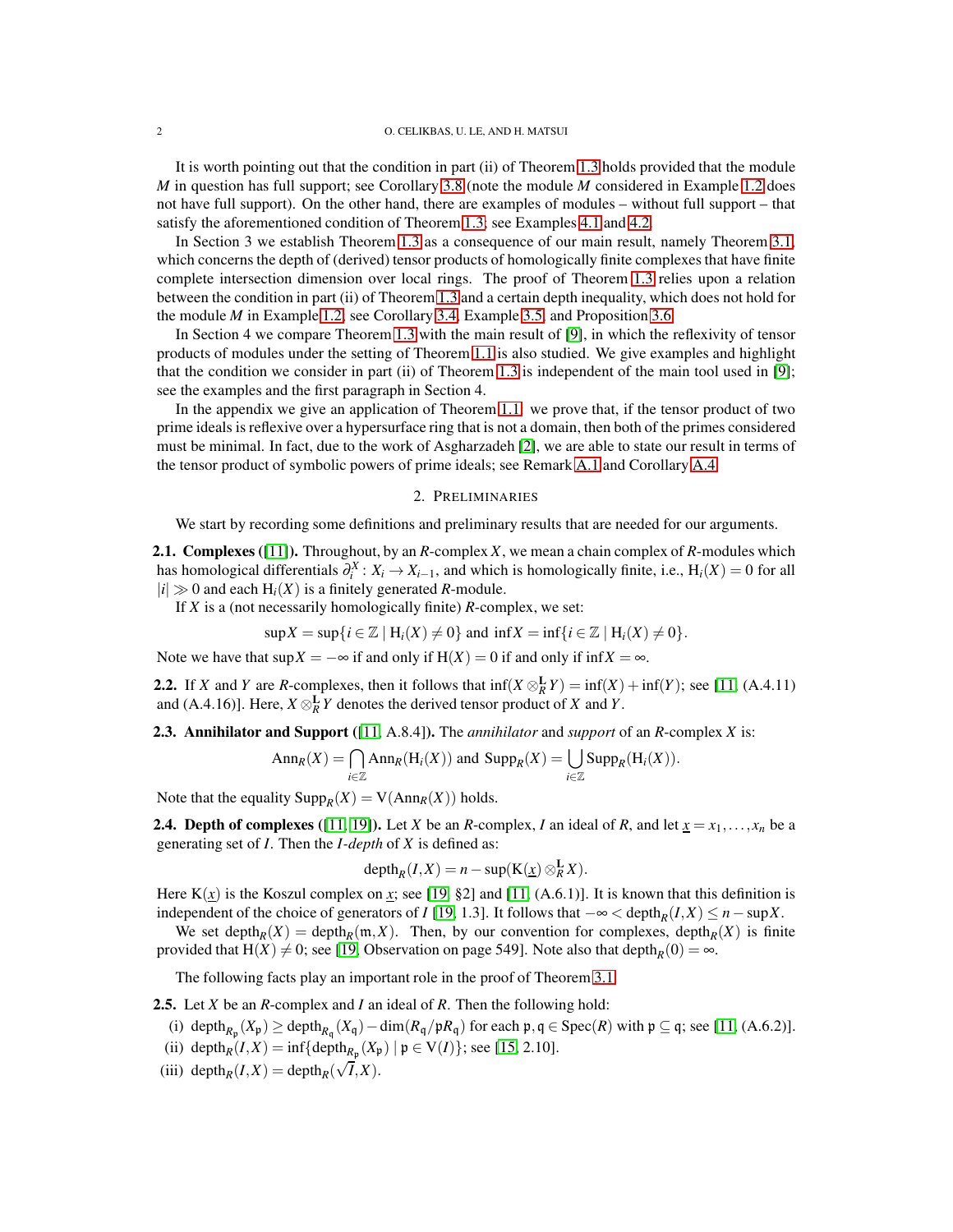It is worth pointing out that the condition in part (ii) of Theorem 1.3 holds provided that the module $M$ in question has full support; see Corollary 3.8 (note the module $M$ considered in Example 1.2 does not have full support). On the other hand, there are examples of modules – without full support – that satisfy the aforementioned condition of Theorem 1.3; see Examples 4.1 and 4.2.

In Section 3 we establish Theorem 1.3 as a consequence of our main result, namely Theorem 3.1, which concerns the depth of (derived) tensor products of homologically finite complexes that have finite complete intersection dimension over local rings. The proof of Theorem 1.3 relies upon a relation between the condition in part (ii) of Theorem 1.3 and a certain depth inequality, which does not hold for the module $M$ in Example 1.2; see Corollary 3.4, Example 3.5, and Proposition 3.6.

In Section 4 we compare Theorem 1.3 with the main result of [9], in which the reflexivity of tensor products of modules under the setting of Theorem 1.1 is also studied. We give examples and highlight that the condition we consider in part (ii) of Theorem 1.3 is independent of the main tool used in [9]; see the examples and the first paragraph in Section 4.

In the appendix we give an application of Theorem 1.1: we prove that, if the tensor product of two prime ideals is reflexive over a hypersurface ring that is not a domain, then both of the primes considered must be minimal. In fact, due to the work of Asgharzadeh [2], we are able to state our result in terms of the tensor product of symbolic powers of prime ideals; see Remark A.1 and Corollary A.4.

## 2. Preliminaries

We start by recording some definitions and preliminary results that are needed for our arguments.

**2.1. Complexes ([11]).** Throughout, by an $R$-complex $X$, we mean a chain complex of $R$-modules which has homological differentials $\partial_i^X : X_i \to X_{i-1}$, and which is homologically finite, i.e., $\mathrm{H}_i(X) = 0$ for all $|i| \gg 0$ and each $\mathrm{H}_i(X)$ is a finitely generated $R$-module.

If $X$ is a (not necessarily homologically finite) $R$-complex, we set:

$$\sup X = \sup\{i \in \mathbb{Z} \mid \mathrm{H}_i(X) \neq 0\} \text{ and } \inf X = \inf\{i \in \mathbb{Z} \mid \mathrm{H}_i(X) \neq 0\}.$$

Note we have that $\sup X = -\infty$ if and only if $\mathrm{H}(X) = 0$ if and only if $\inf X = \infty$.

**2.2.** If $X$ and $Y$ are $R$-complexes, then it follows that $\inf(X \otimes_R^{\mathbf{L}} Y) = \inf(X) + \inf(Y)$; see [11, (A.4.11) and (A.4.16)]. Here, $X \otimes_R^{\mathbf{L}} Y$ denotes the derived tensor product of $X$ and $Y$.

**2.3. Annihilator and Support ([11, A.8.4]).** The *annihilator* and *support* of an $R$-complex $X$ is:

$$\mathrm{Ann}_R(X) = \bigcap_{i \in \mathbb{Z}} \mathrm{Ann}_R(\mathrm{H}_i(X)) \text{ and } \mathrm{Supp}_R(X) = \bigcup_{i \in \mathbb{Z}} \mathrm{Supp}_R(\mathrm{H}_i(X)).$$

Note that the equality $\mathrm{Supp}_R(X) = \mathrm{V}(\mathrm{Ann}_R(X))$ holds.

**2.4. Depth of complexes ([11, 19]).** Let $X$ be an $R$-complex, $I$ an ideal of $R$, and let $\underline{x} = x_1, \ldots, x_n$ be a generating set of $I$. Then the *$I$-depth* of $X$ is defined as:

$$\mathrm{depth}_R(I, X) = n - \sup(\mathrm{K}(\underline{x}) \otimes_R^{\mathbf{L}} X).$$

Here $\mathrm{K}(\underline{x})$ is the Koszul complex on $\underline{x}$; see [19, §2] and [11, (A.6.1)]. It is known that this definition is independent of the choice of generators of $I$ [19, 1.3]. It follows that $-\infty < \mathrm{depth}_R(I, X) \leq n - \sup X$.

We set $\mathrm{depth}_R(X) = \mathrm{depth}_R(\mathfrak{m}, X)$. Then, by our convention for complexes, $\mathrm{depth}_R(X)$ is finite provided that $\mathrm{H}(X) \neq 0$; see [19, Observation on page 549]. Note also that $\mathrm{depth}_R(0) = \infty$.

The following facts play an important role in the proof of Theorem 3.1.

**2.5.** Let $X$ be an $R$-complex and $I$ an ideal of $R$. Then the following hold:

(i) $\mathrm{depth}_{R_\mathfrak{p}}(X_\mathfrak{p}) \geq \mathrm{depth}_{R_\mathfrak{q}}(X_\mathfrak{q}) - \dim(R_\mathfrak{q}/\mathfrak{p}R_\mathfrak{q})$ for each $\mathfrak{p}, \mathfrak{q} \in \mathrm{Spec}(R)$ with $\mathfrak{p} \subseteq \mathfrak{q}$; see [11, (A.6.2)].

(ii) $\mathrm{depth}_R(I, X) = \inf\{\mathrm{depth}_{R_\mathfrak{p}}(X_\mathfrak{p}) \mid \mathfrak{p} \in \mathrm{V}(I)\}$; see [15, 2.10].

(iii) $\mathrm{depth}_R(I, X) = \mathrm{depth}_R(\sqrt{I}, X)$.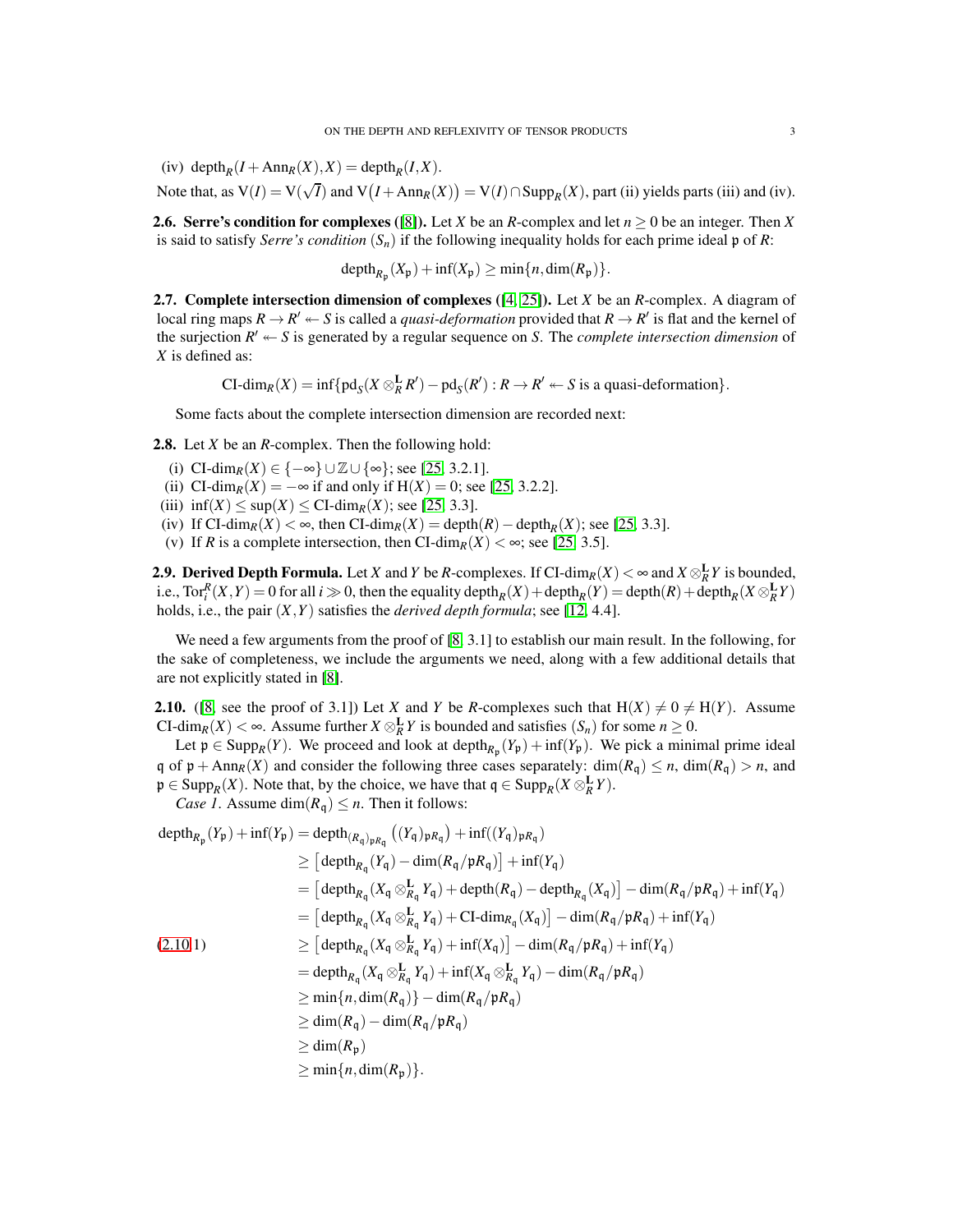(iv) $\operatorname{depth}_R(I+\operatorname{Ann}_R(X),X)=\operatorname{depth}_R(I,X)$.

Note that, as $\mathrm{V}(I)=\mathrm{V}(\sqrt{I})$ and $\mathrm{V}\big(I+\operatorname{Ann}_R(X)\big)=\mathrm{V}(I)\cap\operatorname{Supp}_R(X)$, part (ii) yields parts (iii) and (iv).

**2.6. Serre's condition for complexes ([8]).** Let $X$ be an $R$-complex and let $n\geq 0$ be an integer. Then $X$ is said to satisfy *Serre's condition* $(S_n)$ if the following inequality holds for each prime ideal $\mathfrak{p}$ of $R$:

$$\operatorname{depth}_{R_\mathfrak{p}}(X_\mathfrak{p})+\inf(X_\mathfrak{p})\geq \min\{n,\dim(R_\mathfrak{p})\}.$$

**2.7. Complete intersection dimension of complexes ([4, 25]).** Let $X$ be an $R$-complex. A diagram of local ring maps $R\to R'\twoheadleftarrow S$ is called a *quasi-deformation* provided that $R\to R'$ is flat and the kernel of the surjection $R'\twoheadleftarrow S$ is generated by a regular sequence on $S$. The *complete intersection dimension* of $X$ is defined as:

$$\operatorname{CI-dim}_R(X)=\inf\{\operatorname{pd}_S(X\otimes^{\mathbf{L}}_R R')-\operatorname{pd}_S(R') : R\to R'\twoheadleftarrow S \text{ is a quasi-deformation}\}.$$

Some facts about the complete intersection dimension are recorded next:

**2.8.** Let $X$ be an $R$-complex. Then the following hold:

(i) $\operatorname{CI-dim}_R(X)\in\{-\infty\}\cup\mathbb{Z}\cup\{\infty\}$; see [25, 3.2.1].
(ii) $\operatorname{CI-dim}_R(X)=-\infty$ if and only if $\mathrm{H}(X)=0$; see [25, 3.2.2].
(iii) $\inf(X)\leq\sup(X)\leq\operatorname{CI-dim}_R(X)$; see [25, 3.3].
(iv) If $\operatorname{CI-dim}_R(X)<\infty$, then $\operatorname{CI-dim}_R(X)=\operatorname{depth}(R)-\operatorname{depth}_R(X)$; see [25, 3.3].
(v) If $R$ is a complete intersection, then $\operatorname{CI-dim}_R(X)<\infty$; see [25, 3.5].

**2.9. Derived Depth Formula.** Let $X$ and $Y$ be $R$-complexes. If $\operatorname{CI-dim}_R(X)<\infty$ and $X\otimes^{\mathbf{L}}_R Y$ is bounded, i.e., $\operatorname{Tor}_i^R(X,Y)=0$ for all $i\gg 0$, then the equality $\operatorname{depth}_R(X)+\operatorname{depth}_R(Y)=\operatorname{depth}(R)+\operatorname{depth}_R(X\otimes^{\mathbf{L}}_R Y)$ holds, i.e., the pair $(X,Y)$ satisfies the *derived depth formula*; see [12, 4.4].

We need a few arguments from the proof of [8, 3.1] to establish our main result. In the following, for the sake of completeness, we include the arguments we need, along with a few additional details that are not explicitly stated in [8].

**2.10.** ([8, see the proof of 3.1]) Let $X$ and $Y$ be $R$-complexes such that $\mathrm{H}(X)\neq 0\neq\mathrm{H}(Y)$. Assume $\operatorname{CI-dim}_R(X)<\infty$. Assume further $X\otimes^{\mathbf{L}}_R Y$ is bounded and satisfies $(S_n)$ for some $n\geq 0$.

Let $\mathfrak{p}\in\operatorname{Supp}_R(Y)$. We proceed and look at $\operatorname{depth}_{R_\mathfrak{p}}(Y_\mathfrak{p})+\inf(Y_\mathfrak{p})$. We pick a minimal prime ideal $\mathfrak{q}$ of $\mathfrak{p}+\operatorname{Ann}_R(X)$ and consider the following three cases separately: $\dim(R_\mathfrak{q})\leq n$, $\dim(R_\mathfrak{q})>n$, and $\mathfrak{p}\in\operatorname{Supp}_R(X)$. Note that, by the choice, we have that $\mathfrak{q}\in\operatorname{Supp}_R(X\otimes^{\mathbf{L}}_R Y)$.

*Case 1*. Assume $\dim(R_\mathfrak{q})\leq n$. Then it follows:

$$
\begin{aligned}
\operatorname{depth}_{R_\mathfrak{p}}(Y_\mathfrak{p})+\inf(Y_\mathfrak{p}) &= \operatorname{depth}_{(R_\mathfrak{q})_{\mathfrak{p}R_\mathfrak{q}}}\big((Y_\mathfrak{q})_{\mathfrak{p}R_\mathfrak{q}}\big)+\inf((Y_\mathfrak{q})_{\mathfrak{p}R_\mathfrak{q}})\\
&\geq \big[\operatorname{depth}_{R_\mathfrak{q}}(Y_\mathfrak{q})-\dim(R_\mathfrak{q}/\mathfrak{p}R_\mathfrak{q})\big]+\inf(Y_\mathfrak{q})\\
&= \big[\operatorname{depth}_{R_\mathfrak{q}}(X_\mathfrak{q}\otimes^{\mathbf{L}}_{R_\mathfrak{q}} Y_\mathfrak{q})+\operatorname{depth}(R_\mathfrak{q})-\operatorname{depth}_{R_\mathfrak{q}}(X_\mathfrak{q})\big]-\dim(R_\mathfrak{q}/\mathfrak{p}R_\mathfrak{q})+\inf(Y_\mathfrak{q})\\
&= \big[\operatorname{depth}_{R_\mathfrak{q}}(X_\mathfrak{q}\otimes^{\mathbf{L}}_{R_\mathfrak{q}} Y_\mathfrak{q})+\operatorname{CI-dim}_{R_\mathfrak{q}}(X_\mathfrak{q})\big]-\dim(R_\mathfrak{q}/\mathfrak{p}R_\mathfrak{q})+\inf(Y_\mathfrak{q})\\
&\geq \big[\operatorname{depth}_{R_\mathfrak{q}}(X_\mathfrak{q}\otimes^{\mathbf{L}}_{R_\mathfrak{q}} Y_\mathfrak{q})+\inf(X_\mathfrak{q})\big]-\dim(R_\mathfrak{q}/\mathfrak{p}R_\mathfrak{q})+\inf(Y_\mathfrak{q}) \qquad (2.10.1)\\
&= \operatorname{depth}_{R_\mathfrak{q}}(X_\mathfrak{q}\otimes^{\mathbf{L}}_{R_\mathfrak{q}} Y_\mathfrak{q})+\inf(X_\mathfrak{q}\otimes^{\mathbf{L}}_{R_\mathfrak{q}} Y_\mathfrak{q})-\dim(R_\mathfrak{q}/\mathfrak{p}R_\mathfrak{q})\\
&\geq \min\{n,\dim(R_\mathfrak{q})\}-\dim(R_\mathfrak{q}/\mathfrak{p}R_\mathfrak{q})\\
&\geq \dim(R_\mathfrak{q})-\dim(R_\mathfrak{q}/\mathfrak{p}R_\mathfrak{q})\\
&\geq \dim(R_\mathfrak{p})\\
&\geq \min\{n,\dim(R_\mathfrak{p})\}.
\end{aligned}
$$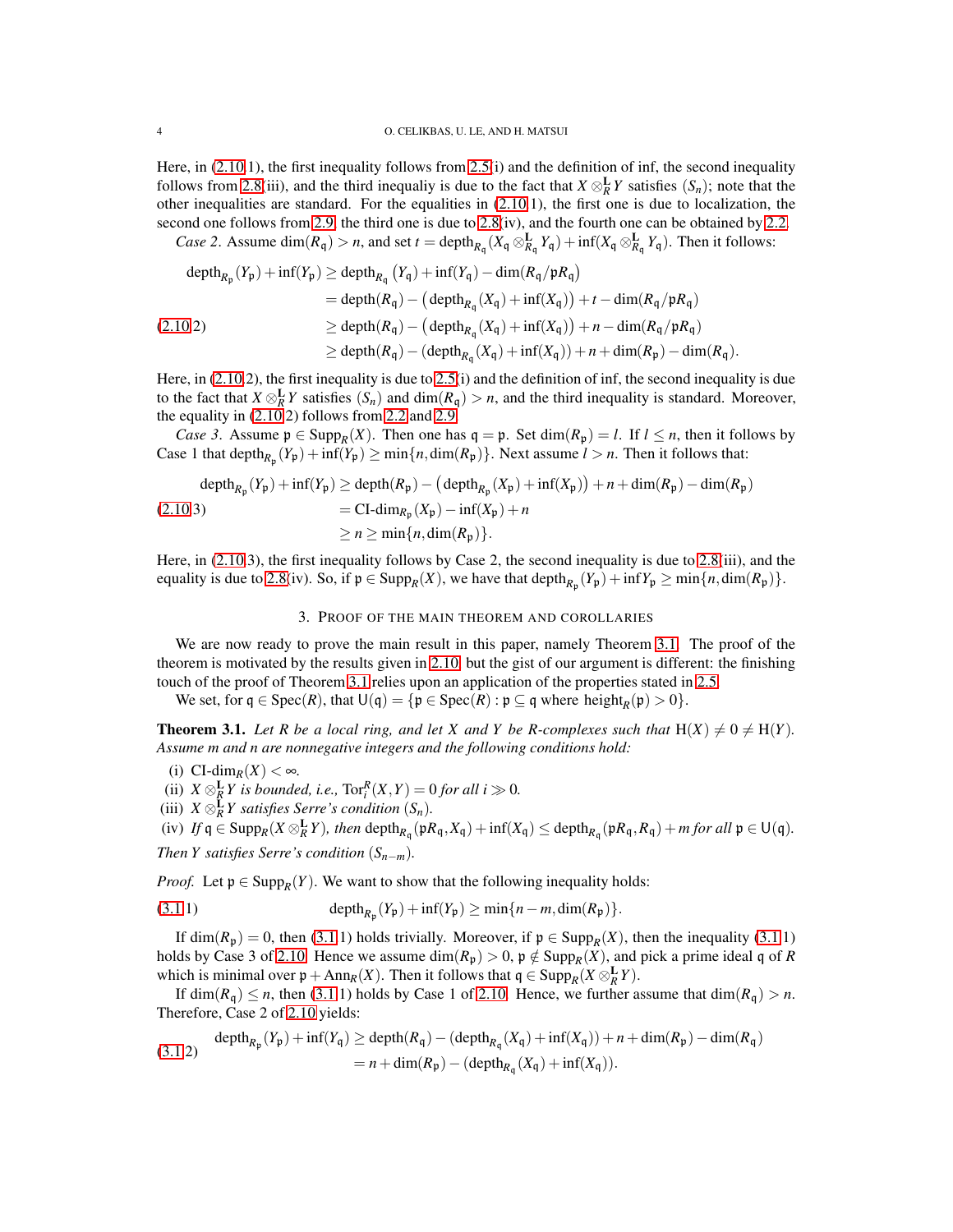Here, in (2.10.1), the first inequality follows from 2.5(i) and the definition of inf, the second inequality follows from 2.8(iii), and the third inequaliy is due to the fact that $X \otimes^{\mathbf{L}}_R Y$ satisfies $(S_n)$; note that the other inequalities are standard. For the equalities in (2.10.1), the first one is due to localization, the second one follows from 2.9, the third one is due to 2.8(iv), and the fourth one can be obtained by 2.2.

*Case 2.* Assume $\dim(R_{\mathfrak{q}}) > n$, and set $t = \operatorname{depth}_{R_{\mathfrak{q}}}(X_{\mathfrak{q}} \otimes^{\mathbf{L}}_{R_{\mathfrak{q}}} Y_{\mathfrak{q}}) + \inf(X_{\mathfrak{q}} \otimes^{\mathbf{L}}_{R_{\mathfrak{q}}} Y_{\mathfrak{q}})$. Then it follows:

$$
\begin{aligned}
\operatorname{depth}_{R_{\mathfrak{p}}}(Y_{\mathfrak{p}}) + \inf(Y_{\mathfrak{p}}) &\geq \operatorname{depth}_{R_{\mathfrak{q}}}\big(Y_{\mathfrak{q}}\big) + \inf(Y_{\mathfrak{q}}) - \dim(R_{\mathfrak{q}}/\mathfrak{p}R_{\mathfrak{q}}) \\
&= \operatorname{depth}(R_{\mathfrak{q}}) - \big(\operatorname{depth}_{R_{\mathfrak{q}}}(X_{\mathfrak{q}}) + \inf(X_{\mathfrak{q}})\big) + t - \dim(R_{\mathfrak{q}}/\mathfrak{p}R_{\mathfrak{q}}) \\
&\geq \operatorname{depth}(R_{\mathfrak{q}}) - \big(\operatorname{depth}_{R_{\mathfrak{q}}}(X_{\mathfrak{q}}) + \inf(X_{\mathfrak{q}})\big) + n - \dim(R_{\mathfrak{q}}/\mathfrak{p}R_{\mathfrak{q}}) \\
&\geq \operatorname{depth}(R_{\mathfrak{q}}) - (\operatorname{depth}_{R_{\mathfrak{q}}}(X_{\mathfrak{q}}) + \inf(X_{\mathfrak{q}})) + n + \dim(R_{\mathfrak{p}}) - \dim(R_{\mathfrak{q}}).
\end{aligned} \tag{2.10.2}
$$

Here, in (2.10.2), the first inequality is due to 2.5(i) and the definition of inf, the second inequality is due to the fact that $X \otimes^{\mathbf{L}}_R Y$ satisfies $(S_n)$ and $\dim(R_{\mathfrak{q}}) > n$, and the third inequality is standard. Moreover, the equality in (2.10.2) follows from 2.2 and 2.9.

*Case 3.* Assume $\mathfrak{p} \in \operatorname{Supp}_R(X)$. Then one has $\mathfrak{q} = \mathfrak{p}$. Set $\dim(R_{\mathfrak{p}}) = l$. If $l \leq n$, then it follows by Case 1 that $\operatorname{depth}_{R_{\mathfrak{p}}}(Y_{\mathfrak{p}}) + \inf(Y_{\mathfrak{p}}) \geq \min\{n, \dim(R_{\mathfrak{p}})\}$. Next assume $l > n$. Then it follows that:

$$
\begin{aligned}
\operatorname{depth}_{R_{\mathfrak{p}}}(Y_{\mathfrak{p}}) + \inf(Y_{\mathfrak{p}}) &\geq \operatorname{depth}(R_{\mathfrak{p}}) - \big(\operatorname{depth}_{R_{\mathfrak{p}}}(X_{\mathfrak{p}}) + \inf(X_{\mathfrak{p}})\big) + n + \dim(R_{\mathfrak{p}}) - \dim(R_{\mathfrak{p}}) \\
&= \text{CI-}\dim_{R_{\mathfrak{p}}}(X_{\mathfrak{p}}) - \inf(X_{\mathfrak{p}}) + n \\
&\geq n \geq \min\{n, \dim(R_{\mathfrak{p}})\}.
\end{aligned} \tag{2.10.3}
$$

Here, in (2.10.3), the first inequality follows by Case 2, the second inequality is due to 2.8(iii), and the equality is due to 2.8(iv). So, if $\mathfrak{p} \in \operatorname{Supp}_R(X)$, we have that $\operatorname{depth}_{R_{\mathfrak{p}}}(Y_{\mathfrak{p}}) + \inf Y_{\mathfrak{p}} \geq \min\{n, \dim(R_{\mathfrak{p}})\}$.

## 3. Proof of the main theorem and corollaries

We are now ready to prove the main result in this paper, namely Theorem 3.1. The proof of the theorem is motivated by the results given in 2.10, but the gist of our argument is different: the finishing touch of the proof of Theorem 3.1 relies upon an application of the properties stated in 2.5.

We set, for $\mathfrak{q} \in \operatorname{Spec}(R)$, that $\mathsf{U}(\mathfrak{q}) = \{\mathfrak{p} \in \operatorname{Spec}(R) : \mathfrak{p} \subseteq \mathfrak{q} \text{ where } \operatorname{height}_R(\mathfrak{p}) > 0\}$.

**Theorem 3.1.** *Let $R$ be a local ring, and let $X$ and $Y$ be $R$-complexes such that $\mathrm{H}(X) \neq 0 \neq \mathrm{H}(Y)$. Assume $m$ and $n$ are nonnegative integers and the following conditions hold:*

- (i) $\text{CI-}\dim_R(X) < \infty$.
- (ii) *$X \otimes^{\mathbf{L}}_R Y$ is bounded, i.e., $\operatorname{Tor}_i^R(X,Y) = 0$ for all $i \gg 0$.*
- (iii) *$X \otimes^{\mathbf{L}}_R Y$ satisfies Serre's condition $(S_n)$.*
- (iv) *If $\mathfrak{q} \in \operatorname{Supp}_R(X \otimes^{\mathbf{L}}_R Y)$, then $\operatorname{depth}_{R_{\mathfrak{q}}}(\mathfrak{p}R_{\mathfrak{q}}, X_{\mathfrak{q}}) + \inf(X_{\mathfrak{q}}) \leq \operatorname{depth}_{R_{\mathfrak{q}}}(\mathfrak{p}R_{\mathfrak{q}}, R_{\mathfrak{q}}) + m$ for all $\mathfrak{p} \in \mathsf{U}(\mathfrak{q})$.*

*Then $Y$ satisfies Serre's condition $(S_{n-m})$.*

*Proof.* Let $\mathfrak{p} \in \operatorname{Supp}_R(Y)$. We want to show that the following inequality holds:

$$
\operatorname{depth}_{R_{\mathfrak{p}}}(Y_{\mathfrak{p}}) + \inf(Y_{\mathfrak{p}}) \geq \min\{n - m, \dim(R_{\mathfrak{p}})\}. \tag{3.1.1}
$$

If $\dim(R_{\mathfrak{p}}) = 0$, then (3.1.1) holds trivially. Moreover, if $\mathfrak{p} \in \operatorname{Supp}_R(X)$, then the inequality (3.1.1) holds by Case 3 of 2.10. Hence we assume $\dim(R_{\mathfrak{p}}) > 0$, $\mathfrak{p} \notin \operatorname{Supp}_R(X)$, and pick a prime ideal $\mathfrak{q}$ of $R$ which is minimal over $\mathfrak{p} + \operatorname{Ann}_R(X)$. Then it follows that $\mathfrak{q} \in \operatorname{Supp}_R(X \otimes^{\mathbf{L}}_R Y)$.

If $\dim(R_{\mathfrak{q}}) \leq n$, then (3.1.1) holds by Case 1 of 2.10. Hence, we further assume that $\dim(R_{\mathfrak{q}}) > n$. Therefore, Case 2 of 2.10 yields:

$$
\begin{aligned}
\operatorname{depth}_{R_{\mathfrak{p}}}(Y_{\mathfrak{p}}) + \inf(Y_{\mathfrak{q}}) &\geq \operatorname{depth}(R_{\mathfrak{q}}) - (\operatorname{depth}_{R_{\mathfrak{q}}}(X_{\mathfrak{q}}) + \inf(X_{\mathfrak{q}})) + n + \dim(R_{\mathfrak{p}}) - \dim(R_{\mathfrak{q}}) \\
&= n + \dim(R_{\mathfrak{p}}) - (\operatorname{depth}_{R_{\mathfrak{q}}}(X_{\mathfrak{q}}) + \inf(X_{\mathfrak{q}})).
\end{aligned} \tag{3.1.2}
$$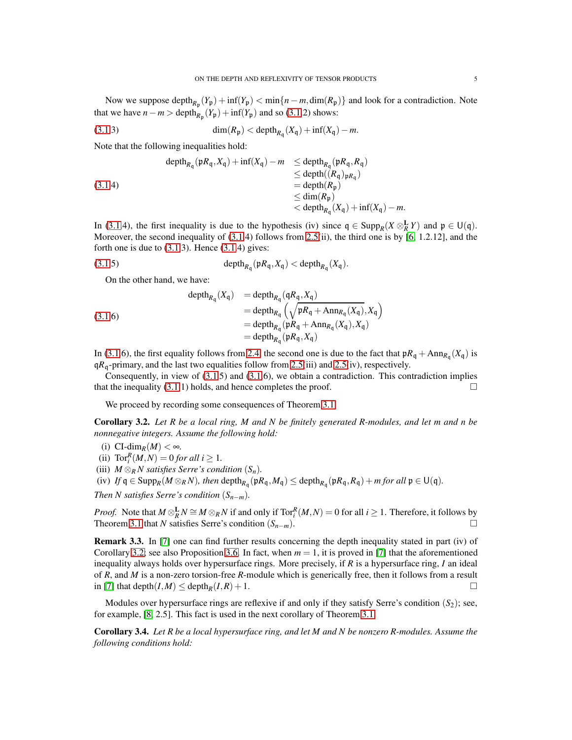Now we suppose $\operatorname{depth}_{R_{\mathfrak{p}}}(Y_{\mathfrak{p}})+\inf(Y_{\mathfrak{p}})<\min\{n-m,\dim(R_{\mathfrak{p}})\}$ and look for a contradiction. Note that we have $n-m>\operatorname{depth}_{R_{\mathfrak{p}}}(Y_{\mathfrak{p}})+\inf(Y_{\mathfrak{p}})$ and so (3.1.2) shows:

$$\text{(3.1.3)}\qquad \dim(R_{\mathfrak{p}})<\operatorname{depth}_{R_{\mathfrak{q}}}(X_{\mathfrak{q}})+\inf(X_{\mathfrak{q}})-m.$$

Note that the following inequalities hold:

$$\text{(3.1.4)}\qquad \begin{aligned}\operatorname{depth}_{R_{\mathfrak{q}}}(\mathfrak{p}R_{\mathfrak{q}},X_{\mathfrak{q}})+\inf(X_{\mathfrak{q}})-m &\leq \operatorname{depth}_{R_{\mathfrak{q}}}(\mathfrak{p}R_{\mathfrak{q}},R_{\mathfrak{q}})\\ &\leq \operatorname{depth}((R_{\mathfrak{q}})_{\mathfrak{p}R_{\mathfrak{q}}})\\ &= \operatorname{depth}(R_{\mathfrak{p}})\\ &\leq \dim(R_{\mathfrak{p}})\\ &< \operatorname{depth}_{R_{\mathfrak{q}}}(X_{\mathfrak{q}})+\inf(X_{\mathfrak{q}})-m.\end{aligned}$$

In (3.1.4), the first inequality is due to the hypothesis (iv) since $\mathfrak{q}\in\operatorname{Supp}_R(X\otimes^{\mathbf{L}}_R Y)$ and $\mathfrak{p}\in\mathsf{U}(\mathfrak{q})$. Moreover, the second inequality of (3.1.4) follows from 2.5(ii), the third one is by [6, 1.2.12], and the forth one is due to (3.1.3). Hence (3.1.4) gives:

$$\text{(3.1.5)}\qquad \operatorname{depth}_{R_{\mathfrak{q}}}(\mathfrak{p}R_{\mathfrak{q}},X_{\mathfrak{q}})<\operatorname{depth}_{R_{\mathfrak{q}}}(X_{\mathfrak{q}}).$$

On the other hand, we have:

$$\text{(3.1.6)}\qquad \begin{aligned}\operatorname{depth}_{R_{\mathfrak{q}}}(X_{\mathfrak{q}}) &= \operatorname{depth}_{R_{\mathfrak{q}}}(\mathfrak{q}R_{\mathfrak{q}},X_{\mathfrak{q}})\\ &= \operatorname{depth}_{R_{\mathfrak{q}}}\left(\sqrt{\mathfrak{p}R_{\mathfrak{q}}+\operatorname{Ann}_{R_{\mathfrak{q}}}(X_{\mathfrak{q}})},X_{\mathfrak{q}}\right)\\ &= \operatorname{depth}_{R_{\mathfrak{q}}}(\mathfrak{p}R_{\mathfrak{q}}+\operatorname{Ann}_{R_{\mathfrak{q}}}(X_{\mathfrak{q}}),X_{\mathfrak{q}})\\ &= \operatorname{depth}_{R_{\mathfrak{q}}}(\mathfrak{p}R_{\mathfrak{q}},X_{\mathfrak{q}})\end{aligned}$$

In (3.1.6), the first equality follows from 2.4, the second one is due to the fact that $\mathfrak{p}R_{\mathfrak{q}}+\operatorname{Ann}_{R_{\mathfrak{q}}}(X_{\mathfrak{q}})$ is $\mathfrak{q}R_{\mathfrak{q}}$-primary, and the last two equalities follow from 2.5(iii) and 2.5(iv), respectively.

Consequently, in view of (3.1.5) and (3.1.6), we obtain a contradiction. This contradiction implies that the inequality (3.1.1) holds, and hence completes the proof. □

We proceed by recording some consequences of Theorem 3.1.

**Corollary 3.2.** *Let $R$ be a local ring, $M$ and $N$ be finitely generated $R$-modules, and let $m$ and $n$ be nonnegative integers. Assume the following hold:*

- (i) $\text{CI-dim}_R(M)<\infty$.
- (ii) $\operatorname{Tor}_i^R(M,N)=0$ *for all* $i\geq 1$.
- (iii) $M\otimes_R N$ *satisfies Serre's condition* $(S_n)$.
- (iv) *If* $\mathfrak{q}\in\operatorname{Supp}_R(M\otimes_R N)$*, then* $\operatorname{depth}_{R_{\mathfrak{q}}}(\mathfrak{p}R_{\mathfrak{q}},M_{\mathfrak{q}})\leq\operatorname{depth}_{R_{\mathfrak{q}}}(\mathfrak{p}R_{\mathfrak{q}},R_{\mathfrak{q}})+m$ *for all* $\mathfrak{p}\in\mathsf{U}(\mathfrak{q})$.

*Then $N$ satisfies Serre's condition $(S_{n-m})$.*

*Proof.* Note that $M\otimes^{\mathbf{L}}_R N\cong M\otimes_R N$ if and only if $\operatorname{Tor}_i^R(M,N)=0$ for all $i\geq 1$. Therefore, it follows by Theorem 3.1 that $N$ satisfies Serre's condition $(S_{n-m})$. □

**Remark 3.3.** In [7] one can find further results concerning the depth inequality stated in part (iv) of Corollary 3.2; see also Proposition 3.6. In fact, when $m=1$, it is proved in [7] that the aforementioned inequality always holds over hypersurface rings. More precisely, if $R$ is a hypersurface ring, $I$ an ideal of $R$, and $M$ is a non-zero torsion-free $R$-module which is generically free, then it follows from a result in [7] that $\operatorname{depth}(I,M)\leq\operatorname{depth}_R(I,R)+1$. □

Modules over hypersurface rings are reflexive if and only if they satisfy Serre's condition $(S_2)$; see, for example, [8, 2.5]. This fact is used in the next corollary of Theorem 3.1.

**Corollary 3.4.** *Let $R$ be a local hypersurface ring, and let $M$ and $N$ be nonzero $R$-modules. Assume the following conditions hold:*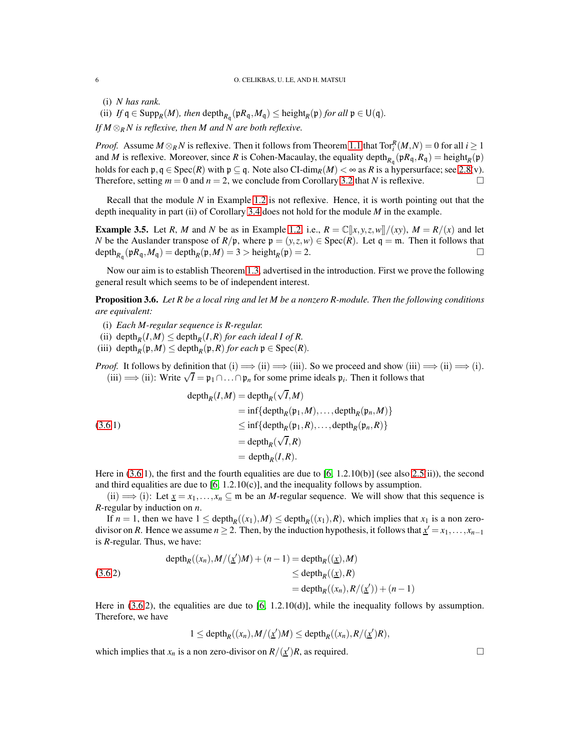(i) $N$ *has rank.*
(ii) *If* $\mathfrak{q} \in \mathrm{Supp}_R(M)$*, then* $\mathrm{depth}_{R_\mathfrak{q}}(\mathfrak{p}R_\mathfrak{q}, M_\mathfrak{q}) \leq \mathrm{height}_R(\mathfrak{p})$ *for all* $\mathfrak{p} \in \mathsf{U}(\mathfrak{q})$.

*If* $M \otimes_R N$ *is reflexive, then* $M$ *and* $N$ *are both reflexive.*

*Proof.* Assume $M \otimes_R N$ is reflexive. Then it follows from Theorem 1.1 that $\mathrm{Tor}_i^R(M,N) = 0$ for all $i \geq 1$ and $M$ is reflexive. Moreover, since $R$ is Cohen-Macaulay, the equality $\mathrm{depth}_{R_\mathfrak{q}}(\mathfrak{p}R_\mathfrak{q}, R_\mathfrak{q}) = \mathrm{height}_R(\mathfrak{p})$ holds for each $\mathfrak{p}, \mathfrak{q} \in \mathrm{Spec}(R)$ with $\mathfrak{p} \subseteq \mathfrak{q}$. Note also $\text{CI-dim}_R(M) < \infty$ as $R$ is a hypersurface; see 2.8(v). Therefore, setting $m = 0$ and $n = 2$, we conclude from Corollary 3.2 that $N$ is reflexive. $\square$

Recall that the module $N$ in Example 1.2 is not reflexive. Hence, it is worth pointing out that the depth inequality in part (ii) of Corollary 3.4 does not hold for the module $M$ in the example.

**Example 3.5.** Let $R$, $M$ and $N$ be as in Example 1.2, i.e., $R = \mathbb{C}[\![x,y,z,w]\!]/(xy)$, $M = R/(x)$ and let $N$ be the Auslander transpose of $R/\mathfrak{p}$, where $\mathfrak{p} = (y,z,w) \in \mathrm{Spec}(R)$. Let $\mathfrak{q} = \mathfrak{m}$. Then it follows that $\mathrm{depth}_{R_\mathfrak{q}}(\mathfrak{p}R_\mathfrak{q}, M_\mathfrak{q}) = \mathrm{depth}_R(\mathfrak{p}, M) = 3 > \mathrm{height}_R(\mathfrak{p}) = 2$. $\square$

Now our aim is to establish Theorem 1.3, advertised in the introduction. First we prove the following general result which seems to be of independent interest.

**Proposition 3.6.** *Let* $R$ *be a local ring and let* $M$ *be a nonzero* $R$*-module. Then the following conditions are equivalent:*

(i) *Each* $M$*-regular sequence is* $R$*-regular.*
(ii) $\mathrm{depth}_R(I,M) \leq \mathrm{depth}_R(I,R)$ *for each ideal* $I$ *of* $R$*.*
(iii) $\mathrm{depth}_R(\mathfrak{p},M) \leq \mathrm{depth}_R(\mathfrak{p},R)$ *for each* $\mathfrak{p} \in \mathrm{Spec}(R)$*.*

*Proof.* It follows by definition that (i) $\Longrightarrow$ (ii) $\Longrightarrow$ (iii). So we proceed and show (iii) $\Longrightarrow$ (ii) $\Longrightarrow$ (i).

(iii) $\Longrightarrow$ (ii): Write $\sqrt{I} = \mathfrak{p}_1 \cap \ldots \cap \mathfrak{p}_n$ for some prime ideals $\mathfrak{p}_i$. Then it follows that

$$
\begin{aligned}
\mathrm{depth}_R(I,M) &= \mathrm{depth}_R(\sqrt{I},M) \\
&= \inf\{\mathrm{depth}_R(\mathfrak{p}_1,M), \ldots, \mathrm{depth}_R(\mathfrak{p}_n,M)\} \\
&\leq \inf\{\mathrm{depth}_R(\mathfrak{p}_1,R), \ldots, \mathrm{depth}_R(\mathfrak{p}_n,R)\} \qquad (3.6.1)\\
&= \mathrm{depth}_R(\sqrt{I},R) \\
&= \mathrm{depth}_R(I,R).
\end{aligned}
$$

Here in (3.6.1), the first and the fourth equalities are due to [6, 1.2.10(b)] (see also 2.5(ii)), the second and third equalities are due to [6, 1.2.10(c)], and the inequality follows by assumption.

(ii) $\Longrightarrow$ (i): Let $\underline{x} = x_1, \ldots, x_n \subseteq \mathfrak{m}$ be an $M$-regular sequence. We will show that this sequence is $R$-regular by induction on $n$.

If $n = 1$, then we have $1 \leq \mathrm{depth}_R((x_1),M) \leq \mathrm{depth}_R((x_1),R)$, which implies that $x_1$ is a non zero-divisor on $R$. Hence we assume $n \geq 2$. Then, by the induction hypothesis, it follows that $\underline{x}' = x_1, \ldots, x_{n-1}$ is $R$-regular. Thus, we have:

$$
\begin{aligned}
\mathrm{depth}_R((x_n), M/(\underline{x}')M) + (n-1) &= \mathrm{depth}_R((\underline{x}),M) \\
&\leq \mathrm{depth}_R((\underline{x}),R) \qquad (3.6.2)\\
&= \mathrm{depth}_R((x_n), R/(\underline{x}')) + (n-1)
\end{aligned}
$$

Here in (3.6.2), the equalities are due to [6, 1.2.10(d)], while the inequality follows by assumption. Therefore, we have

$$1 \leq \mathrm{depth}_R((x_n), M/(\underline{x}')M) \leq \mathrm{depth}_R((x_n), R/(\underline{x}')R),$$

which implies that $x_n$ is a non zero-divisor on $R/(\underline{x}')R$, as required. $\square$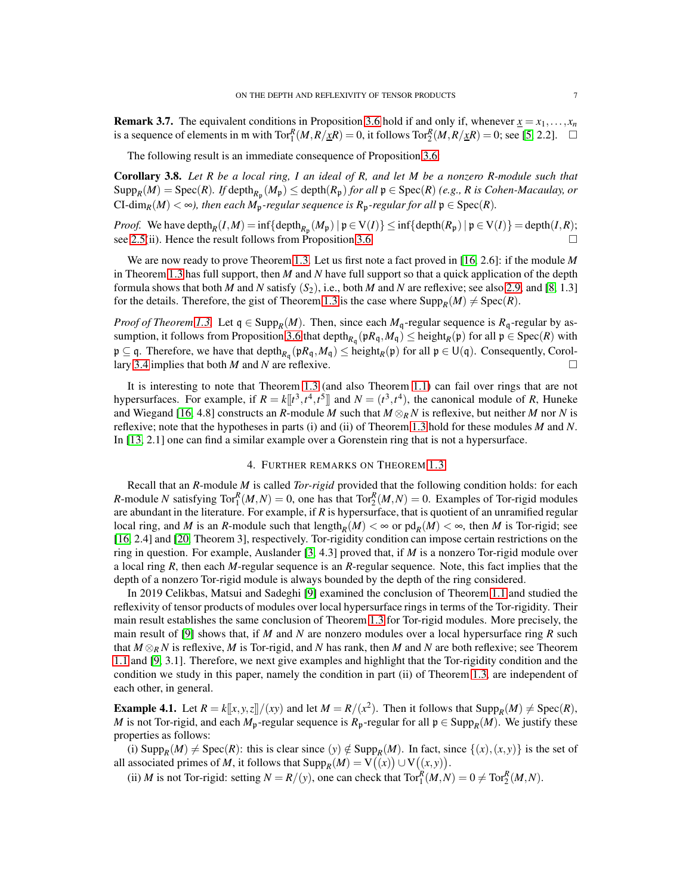**Remark 3.7.** The equivalent conditions in Proposition 3.6 hold if and only if, whenever $\underline{x} = x_1, \ldots, x_n$ is a sequence of elements in $\mathfrak{m}$ with $\operatorname{Tor}_1^R(M, R/\underline{x}R) = 0$, it follows $\operatorname{Tor}_2^R(M, R/\underline{x}R) = 0$; see [5, 2.2]. □

The following result is an immediate consequence of Proposition 3.6.

**Corollary 3.8.** *Let $R$ be a local ring, $I$ an ideal of $R$, and let $M$ be a nonzero $R$-module such that $\operatorname{Supp}_R(M) = \operatorname{Spec}(R)$. If $\operatorname{depth}_{R_\mathfrak{p}}(M_\mathfrak{p}) \leq \operatorname{depth}(R_\mathfrak{p})$ for all $\mathfrak{p} \in \operatorname{Spec}(R)$ (e.g., $R$ is Cohen-Macaulay, or $\operatorname{CI-dim}_R(M) < \infty$), then each $M_\mathfrak{p}$-regular sequence is $R_\mathfrak{p}$-regular for all $\mathfrak{p} \in \operatorname{Spec}(R)$.*

*Proof.* We have $\operatorname{depth}_R(I, M) = \inf\{\operatorname{depth}_{R_\mathfrak{p}}(M_\mathfrak{p}) \mid \mathfrak{p} \in \operatorname{V}(I)\} \leq \inf\{\operatorname{depth}(R_\mathfrak{p}) \mid \mathfrak{p} \in \operatorname{V}(I)\} = \operatorname{depth}(I, R)$; see 2.5(ii). Hence the result follows from Proposition 3.6. □

We are now ready to prove Theorem 1.3. Let us first note a fact proved in [16, 2.6]: if the module $M$ in Theorem 1.3 has full support, then $M$ and $N$ have full support so that a quick application of the depth formula shows that both $M$ and $N$ satisfy $(S_2)$, i.e., both $M$ and $N$ are reflexive; see also 2.9, and [8, 1.3] for the details. Therefore, the gist of Theorem 1.3 is the case where $\operatorname{Supp}_R(M) \neq \operatorname{Spec}(R)$.

*Proof of Theorem 1.3.* Let $\mathfrak{q} \in \operatorname{Supp}_R(M)$. Then, since each $M_\mathfrak{q}$-regular sequence is $R_\mathfrak{q}$-regular by assumption, it follows from Proposition 3.6 that $\operatorname{depth}_{R_\mathfrak{q}}(\mathfrak{p}R_\mathfrak{q}, M_\mathfrak{q}) \leq \operatorname{height}_R(\mathfrak{p})$ for all $\mathfrak{p} \in \operatorname{Spec}(R)$ with $\mathfrak{p} \subseteq \mathfrak{q}$. Therefore, we have that $\operatorname{depth}_{R_\mathfrak{q}}(\mathfrak{p}R_\mathfrak{q}, M_\mathfrak{q}) \leq \operatorname{height}_R(\mathfrak{p})$ for all $\mathfrak{p} \in \operatorname{U}(\mathfrak{q})$. Consequently, Corollary 3.4 implies that both $M$ and $N$ are reflexive. □

It is interesting to note that Theorem 1.3 (and also Theorem 1.1) can fail over rings that are not hypersurfaces. For example, if $R = k[\![t^3, t^4, t^5]\!]$ and $N = (t^3, t^4)$, the canonical module of $R$, Huneke and Wiegand [16, 4.8] constructs an $R$-module $M$ such that $M \otimes_R N$ is reflexive, but neither $M$ nor $N$ is reflexive; note that the hypotheses in parts (i) and (ii) of Theorem 1.3 hold for these modules $M$ and $N$. In [13, 2.1] one can find a similar example over a Gorenstein ring that is not a hypersurface.

## 4. Further remarks on Theorem 1.3

Recall that an $R$-module $M$ is called *Tor-rigid* provided that the following condition holds: for each $R$-module $N$ satisfying $\operatorname{Tor}_1^R(M, N) = 0$, one has that $\operatorname{Tor}_2^R(M, N) = 0$. Examples of Tor-rigid modules are abundant in the literature. For example, if $R$ is hypersurface, that is quotient of an unramified regular local ring, and $M$ is an $R$-module such that $\operatorname{length}_R(M) < \infty$ or $\operatorname{pd}_R(M) < \infty$, then $M$ is Tor-rigid; see [16, 2.4] and [20, Theorem 3], respectively. Tor-rigidity condition can impose certain restrictions on the ring in question. For example, Auslander [3, 4.3] proved that, if $M$ is a nonzero Tor-rigid module over a local ring $R$, then each $M$-regular sequence is an $R$-regular sequence. Note, this fact implies that the depth of a nonzero Tor-rigid module is always bounded by the depth of the ring considered.

In 2019 Celikbas, Matsui and Sadeghi [9] examined the conclusion of Theorem 1.1 and studied the reflexivity of tensor products of modules over local hypersurface rings in terms of the Tor-rigidity. Their main result establishes the same conclusion of Theorem 1.3 for Tor-rigid modules. More precisely, the main result of [9] shows that, if $M$ and $N$ are nonzero modules over a local hypersurface ring $R$ such that $M \otimes_R N$ is reflexive, $M$ is Tor-rigid, and $N$ has rank, then $M$ and $N$ are both reflexive; see Theorem 1.1 and [9, 3.1]. Therefore, we next give examples and highlight that the Tor-rigidity condition and the condition we study in this paper, namely the condition in part (ii) of Theorem 1.3, are independent of each other, in general.

**Example 4.1.** Let $R = k[\![x, y, z]\!]/(xy)$ and let $M = R/(x^2)$. Then it follows that $\operatorname{Supp}_R(M) \neq \operatorname{Spec}(R)$, $M$ is not Tor-rigid, and each $M_\mathfrak{p}$-regular sequence is $R_\mathfrak{p}$-regular for all $\mathfrak{p} \in \operatorname{Supp}_R(M)$. We justify these properties as follows:

(i) $\operatorname{Supp}_R(M) \neq \operatorname{Spec}(R)$: this is clear since $(y) \notin \operatorname{Supp}_R(M)$. In fact, since $\{(x), (x, y)\}$ is the set of all associated primes of $M$, it follows that $\operatorname{Supp}_R(M) = \operatorname{V}\big((x)\big) \cup \operatorname{V}\big((x, y)\big)$.

(ii) $M$ is not Tor-rigid: setting $N = R/(y)$, one can check that $\operatorname{Tor}_1^R(M, N) = 0 \neq \operatorname{Tor}_2^R(M, N)$.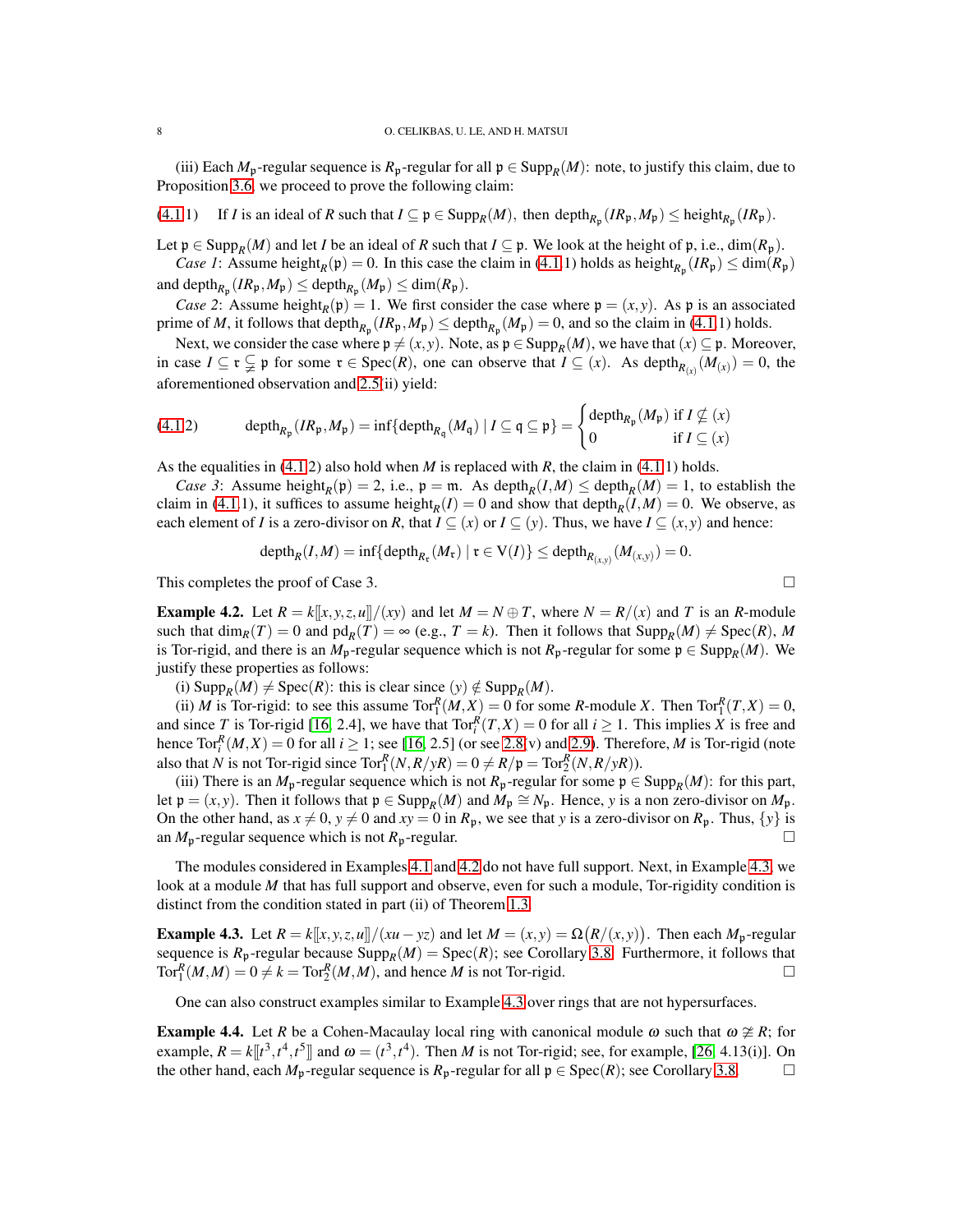(iii) Each $M_{\mathfrak{p}}$-regular sequence is $R_{\mathfrak{p}}$-regular for all $\mathfrak{p} \in \operatorname{Supp}_R(M)$: note, to justify this claim, due to Proposition 3.6, we proceed to prove the following claim:

(4.1.1) If $I$ is an ideal of $R$ such that $I \subseteq \mathfrak{p} \in \operatorname{Supp}_R(M)$, then $\operatorname{depth}_{R_{\mathfrak{p}}}(IR_{\mathfrak{p}}, M_{\mathfrak{p}}) \leq \operatorname{height}_{R_{\mathfrak{p}}}(IR_{\mathfrak{p}})$.

Let $\mathfrak{p} \in \operatorname{Supp}_R(M)$ and let $I$ be an ideal of $R$ such that $I \subseteq \mathfrak{p}$. We look at the height of $\mathfrak{p}$, i.e., $\dim(R_{\mathfrak{p}})$.

*Case 1*: Assume $\operatorname{height}_R(\mathfrak{p}) = 0$. In this case the claim in (4.1.1) holds as $\operatorname{height}_{R_{\mathfrak{p}}}(IR_{\mathfrak{p}}) \leq \dim(R_{\mathfrak{p}})$ and $\operatorname{depth}_{R_{\mathfrak{p}}}(IR_{\mathfrak{p}}, M_{\mathfrak{p}}) \leq \operatorname{depth}_{R_{\mathfrak{p}}}(M_{\mathfrak{p}}) \leq \dim(R_{\mathfrak{p}})$.

*Case 2*: Assume $\operatorname{height}_R(\mathfrak{p}) = 1$. We first consider the case where $\mathfrak{p} = (x, y)$. As $\mathfrak{p}$ is an associated prime of $M$, it follows that $\operatorname{depth}_{R_{\mathfrak{p}}}(IR_{\mathfrak{p}}, M_{\mathfrak{p}}) \leq \operatorname{depth}_{R_{\mathfrak{p}}}(M_{\mathfrak{p}}) = 0$, and so the claim in (4.1.1) holds.

Next, we consider the case where $\mathfrak{p} \neq (x, y)$. Note, as $\mathfrak{p} \in \operatorname{Supp}_R(M)$, we have that $(x) \subseteq \mathfrak{p}$. Moreover, in case $I \subseteq \mathfrak{r} \subsetneq \mathfrak{p}$ for some $\mathfrak{r} \in \operatorname{Spec}(R)$, one can observe that $I \subseteq (x)$. As $\operatorname{depth}_{R_{(x)}}(M_{(x)}) = 0$, the aforementioned observation and 2.5(ii) yield:

$$
(4.1.2) \qquad \operatorname{depth}_{R_{\mathfrak{p}}}(IR_{\mathfrak{p}}, M_{\mathfrak{p}}) = \inf\{\operatorname{depth}_{R_{\mathfrak{q}}}(M_{\mathfrak{q}}) \mid I \subseteq \mathfrak{q} \subseteq \mathfrak{p}\} = \begin{cases} \operatorname{depth}_{R_{\mathfrak{p}}}(M_{\mathfrak{p}}) & \text{if } I \not\subseteq (x) \\ 0 & \text{if } I \subseteq (x) \end{cases}
$$

As the equalities in (4.1.2) also hold when $M$ is replaced with $R$, the claim in (4.1.1) holds.

*Case 3*: Assume $\operatorname{height}_R(\mathfrak{p}) = 2$, i.e., $\mathfrak{p} = \mathfrak{m}$. As $\operatorname{depth}_R(I, M) \leq \operatorname{depth}_R(M) = 1$, to establish the claim in (4.1.1), it suffices to assume $\operatorname{height}_R(I) = 0$ and show that $\operatorname{depth}_R(I, M) = 0$. We observe, as each element of $I$ is a zero-divisor on $R$, that $I \subseteq (x)$ or $I \subseteq (y)$. Thus, we have $I \subseteq (x, y)$ and hence:

$$
\operatorname{depth}_R(I, M) = \inf\{\operatorname{depth}_{R_{\mathfrak{r}}}(M_{\mathfrak{r}}) \mid \mathfrak{r} \in \operatorname{V}(I)\} \leq \operatorname{depth}_{R_{(x,y)}}(M_{(x,y)}) = 0.
$$

This completes the proof of Case 3. □

**Example 4.2.** Let $R = k[\![x, y, z, u]\!]/(xy)$ and let $M = N \oplus T$, where $N = R/(x)$ and $T$ is an $R$-module such that $\dim_R(T) = 0$ and $\operatorname{pd}_R(T) = \infty$ (e.g., $T = k$). Then it follows that $\operatorname{Supp}_R(M) \neq \operatorname{Spec}(R)$, $M$ is Tor-rigid, and there is an $M_{\mathfrak{p}}$-regular sequence which is not $R_{\mathfrak{p}}$-regular for some $\mathfrak{p} \in \operatorname{Supp}_R(M)$. We justify these properties as follows:

(i) $\operatorname{Supp}_R(M) \neq \operatorname{Spec}(R)$: this is clear since $(y) \notin \operatorname{Supp}_R(M)$.

(ii) $M$ is Tor-rigid: to see this assume $\operatorname{Tor}_1^R(M, X) = 0$ for some $R$-module $X$. Then $\operatorname{Tor}_1^R(T, X) = 0$, and since $T$ is Tor-rigid [16, 2.4], we have that $\operatorname{Tor}_i^R(T, X) = 0$ for all $i \geq 1$. This implies $X$ is free and hence $\operatorname{Tor}_i^R(M, X) = 0$ for all $i \geq 1$; see [16, 2.5] (or see 2.8(v) and 2.9). Therefore, $M$ is Tor-rigid (note also that $N$ is not Tor-rigid since $\operatorname{Tor}_1^R(N, R/yR) = 0 \neq R/\mathfrak{p} = \operatorname{Tor}_2^R(N, R/yR)$).

(iii) There is an $M_{\mathfrak{p}}$-regular sequence which is not $R_{\mathfrak{p}}$-regular for some $\mathfrak{p} \in \operatorname{Supp}_R(M)$: for this part, let $\mathfrak{p} = (x, y)$. Then it follows that $\mathfrak{p} \in \operatorname{Supp}_R(M)$ and $M_{\mathfrak{p}} \cong N_{\mathfrak{p}}$. Hence, $y$ is a non zero-divisor on $M_{\mathfrak{p}}$. On the other hand, as $x \neq 0$, $y \neq 0$ and $xy = 0$ in $R_{\mathfrak{p}}$, we see that $y$ is a zero-divisor on $R_{\mathfrak{p}}$. Thus, $\{y\}$ is an $M_{\mathfrak{p}}$-regular sequence which is not $R_{\mathfrak{p}}$-regular. □

The modules considered in Examples 4.1 and 4.2 do not have full support. Next, in Example 4.3, we look at a module $M$ that has full support and observe, even for such a module, Tor-rigidity condition is distinct from the condition stated in part (ii) of Theorem 1.3.

**Example 4.3.** Let $R = k[\![x, y, z, u]\!]/(xu - yz)$ and let $M = (x, y) = \Omega\big(R/(x, y)\big)$. Then each $M_{\mathfrak{p}}$-regular sequence is $R_{\mathfrak{p}}$-regular because $\operatorname{Supp}_R(M) = \operatorname{Spec}(R)$; see Corollary 3.8. Furthermore, it follows that $\operatorname{Tor}_1^R(M, M) = 0 \neq k = \operatorname{Tor}_2^R(M, M)$, and hence $M$ is not Tor-rigid. □

One can also construct examples similar to Example 4.3 over rings that are not hypersurfaces.

**Example 4.4.** Let $R$ be a Cohen-Macaulay local ring with canonical module $\omega$ such that $\omega \ncong R$; for example, $R = k[\![t^3, t^4, t^5]\!]$ and $\omega = (t^3, t^4)$. Then $M$ is not Tor-rigid; see, for example, [26, 4.13(i)]. On the other hand, each $M_{\mathfrak{p}}$-regular sequence is $R_{\mathfrak{p}}$-regular for all $\mathfrak{p} \in \operatorname{Spec}(R)$; see Corollary 3.8. □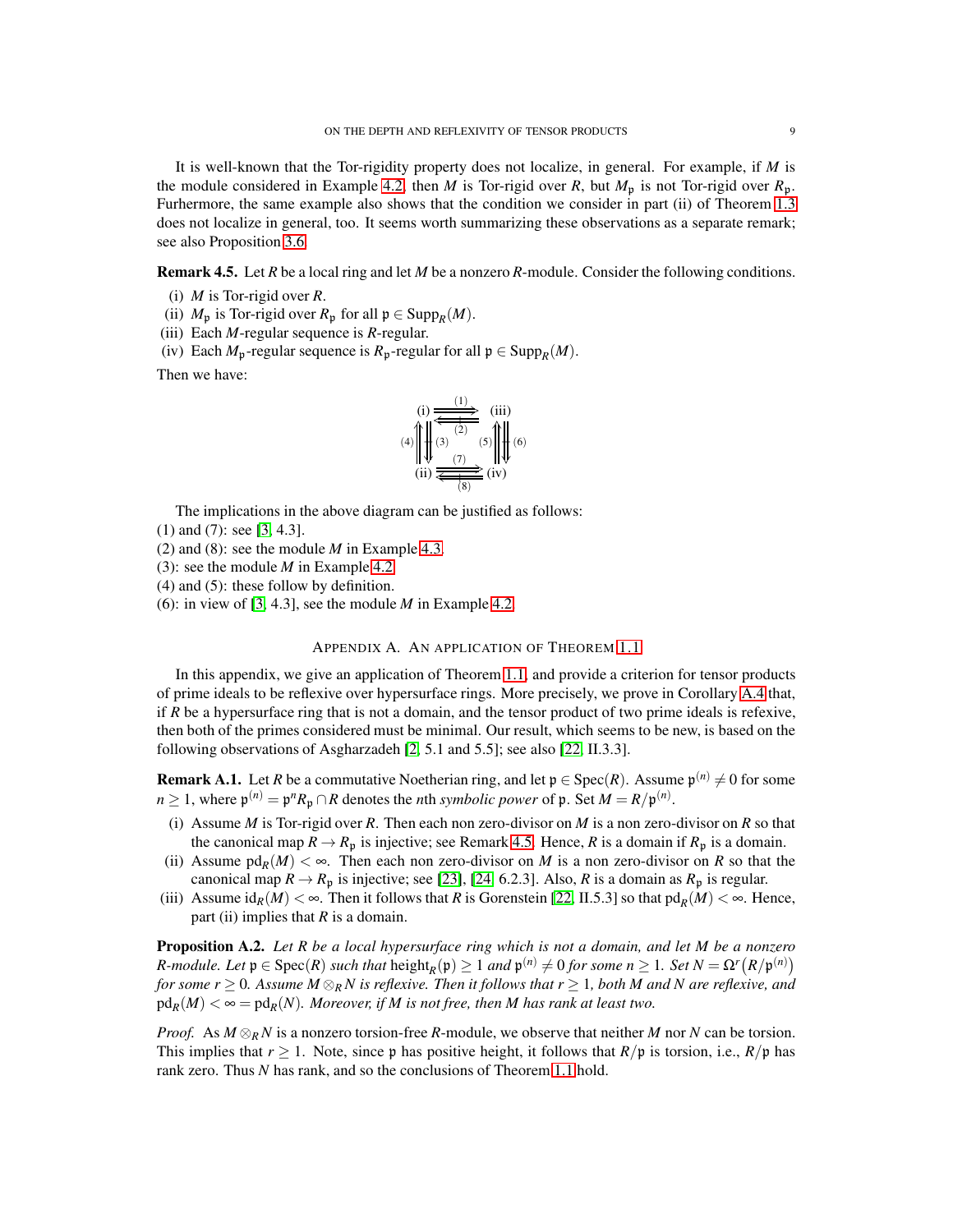It is well-known that the Tor-rigidity property does not localize, in general. For example, if $M$ is the module considered in Example 4.2, then $M$ is Tor-rigid over $R$, but $M_{\mathfrak{p}}$ is not Tor-rigid over $R_{\mathfrak{p}}$. Furhermore, the same example also shows that the condition we consider in part (ii) of Theorem 1.3 does not localize in general, too. It seems worth summarizing these observations as a separate remark; see also Proposition 3.6.

**Remark 4.5.** Let $R$ be a local ring and let $M$ be a nonzero $R$-module. Consider the following conditions.

- (i) $M$ is Tor-rigid over $R$.
- (ii) $M_{\mathfrak{p}}$ is Tor-rigid over $R_{\mathfrak{p}}$ for all $\mathfrak{p} \in \operatorname{Supp}_R(M)$.
- (iii) Each $M$-regular sequence is $R$-regular.
- (iv) Each $M_{\mathfrak{p}}$-regular sequence is $R_{\mathfrak{p}}$-regular for all $\mathfrak{p} \in \operatorname{Supp}_R(M)$.

Then we have:

$$
\begin{array}{ccc}
\text{(i)} & \underset{\not\Longleftarrow \ (2)}{\overset{(1)}{\Longrightarrow}} & \text{(iii)} \\
(4)\Uparrow \ \not\Downarrow (3) & & (5)\Uparrow \ \not\Downarrow (6) \\
\text{(ii)} & \underset{\not\Longleftarrow \ (8)}{\overset{(7)}{\Longrightarrow}} & \text{(iv)}
\end{array}
$$

The implications in the above diagram can be justified as follows:
(1) and (7): see [3, 4.3].
(2) and (8): see the module $M$ in Example 4.3.
(3): see the module $M$ in Example 4.2.
(4) and (5): these follow by definition.
(6): in view of [3, 4.3], see the module $M$ in Example 4.2.

## Appendix A. An application of Theorem 1.1

In this appendix, we give an application of Theorem 1.1, and provide a criterion for tensor products of prime ideals to be reflexive over hypersurface rings. More precisely, we prove in Corollary A.4 that, if $R$ be a hypersurface ring that is not a domain, and the tensor product of two prime ideals is refexive, then both of the primes considered must be minimal. Our result, which seems to be new, is based on the following observations of Asgharzadeh [2, 5.1 and 5.5]; see also [22, II.3.3].

**Remark A.1.** Let $R$ be a commutative Noetherian ring, and let $\mathfrak{p} \in \operatorname{Spec}(R)$. Assume $\mathfrak{p}^{(n)} \neq 0$ for some $n \geq 1$, where $\mathfrak{p}^{(n)} = \mathfrak{p}^n R_{\mathfrak{p}} \cap R$ denotes the $n$th *symbolic power* of $\mathfrak{p}$. Set $M = R/\mathfrak{p}^{(n)}$.

- (i) Assume $M$ is Tor-rigid over $R$. Then each non zero-divisor on $M$ is a non zero-divisor on $R$ so that the canonical map $R \to R_{\mathfrak{p}}$ is injective; see Remark 4.5. Hence, $R$ is a domain if $R_{\mathfrak{p}}$ is a domain.
- (ii) Assume $\operatorname{pd}_R(M) < \infty$. Then each non zero-divisor on $M$ is a non zero-divisor on $R$ so that the canonical map $R \to R_{\mathfrak{p}}$ is injective; see [23], [24, 6.2.3]. Also, $R$ is a domain as $R_{\mathfrak{p}}$ is regular.
- (iii) Assume $\operatorname{id}_R(M) < \infty$. Then it follows that $R$ is Gorenstein [22, II.5.3] so that $\operatorname{pd}_R(M) < \infty$. Hence, part (ii) implies that $R$ is a domain.

**Proposition A.2.** *Let $R$ be a local hypersurface ring which is not a domain, and let $M$ be a nonzero $R$-module. Let $\mathfrak{p} \in \operatorname{Spec}(R)$ such that $\operatorname{height}_R(\mathfrak{p}) \geq 1$ and $\mathfrak{p}^{(n)} \neq 0$ for some $n \geq 1$. Set $N = \Omega^r\big(R/\mathfrak{p}^{(n)}\big)$ for some $r \geq 0$. Assume $M \otimes_R N$ is reflexive. Then it follows that $r \geq 1$, both $M$ and $N$ are reflexive, and $\operatorname{pd}_R(M) < \infty = \operatorname{pd}_R(N)$. Moreover, if $M$ is not free, then $M$ has rank at least two.*

*Proof.* As $M \otimes_R N$ is a nonzero torsion-free $R$-module, we observe that neither $M$ nor $N$ can be torsion. This implies that $r \geq 1$. Note, since $\mathfrak{p}$ has positive height, it follows that $R/\mathfrak{p}$ is torsion, i.e., $R/\mathfrak{p}$ has rank zero. Thus $N$ has rank, and so the conclusions of Theorem 1.1 hold.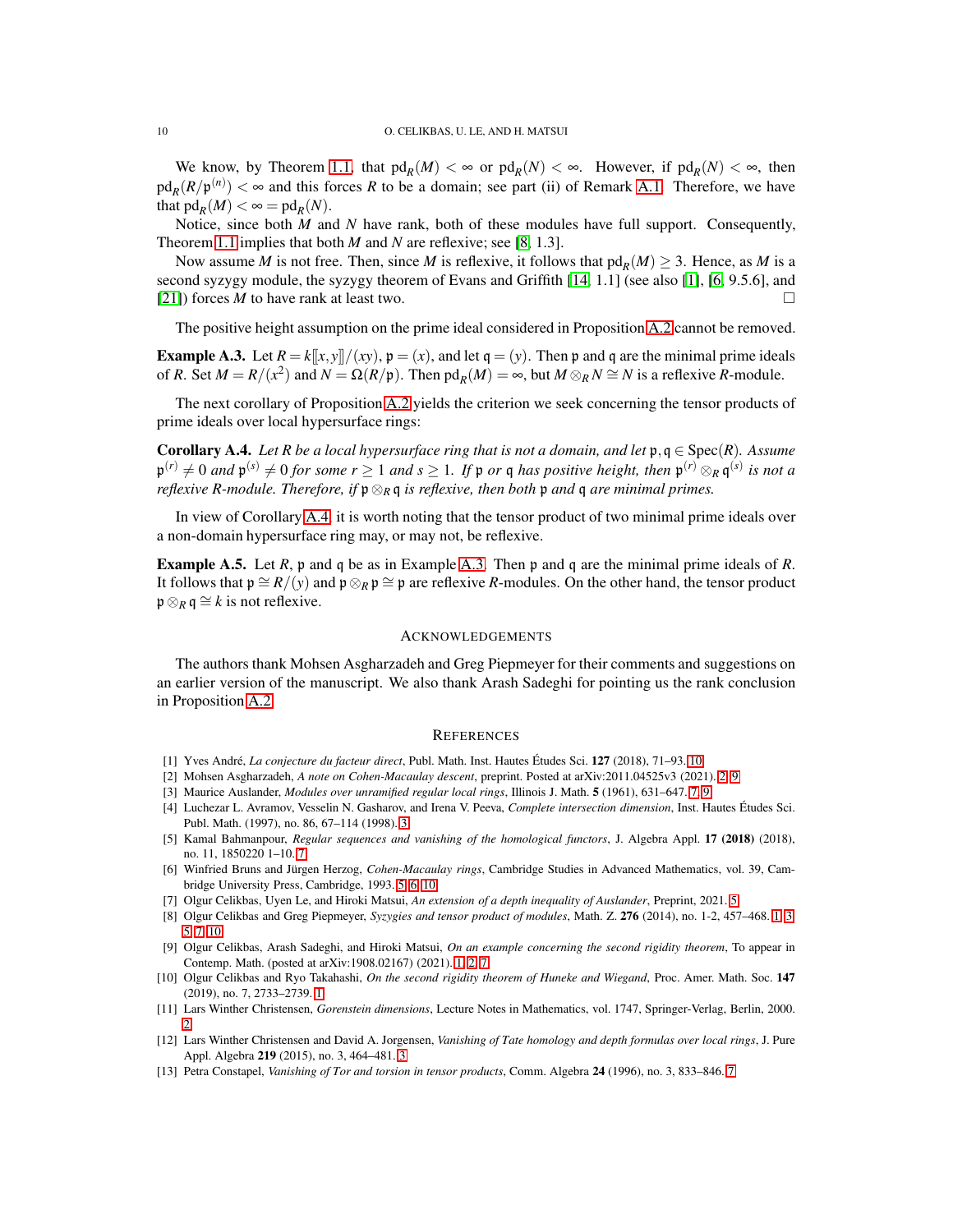We know, by Theorem 1.1, that $\mathrm{pd}_R(M) < \infty$ or $\mathrm{pd}_R(N) < \infty$. However, if $\mathrm{pd}_R(N) < \infty$, then $\mathrm{pd}_R(R/\mathfrak{p}^{(n)}) < \infty$ and this forces $R$ to be a domain; see part (ii) of Remark A.1. Therefore, we have that $\mathrm{pd}_R(M) < \infty = \mathrm{pd}_R(N)$.

Notice, since both $M$ and $N$ have rank, both of these modules have full support. Consequently, Theorem 1.1 implies that both $M$ and $N$ are reflexive; see [8, 1.3].

Now assume $M$ is not free. Then, since $M$ is reflexive, it follows that $\mathrm{pd}_R(M) \geq 3$. Hence, as $M$ is a second syzygy module, the syzygy theorem of Evans and Griffith [14, 1.1] (see also [1], [6, 9.5.6], and [21]) forces $M$ to have rank at least two. □

The positive height assumption on the prime ideal considered in Proposition A.2 cannot be removed.

**Example A.3.** Let $R = k[\![x,y]\!]/(xy)$, $\mathfrak{p} = (x)$, and let $\mathfrak{q} = (y)$. Then $\mathfrak{p}$ and $\mathfrak{q}$ are the minimal prime ideals of $R$. Set $M = R/(x^2)$ and $N = \Omega(R/\mathfrak{p})$. Then $\mathrm{pd}_R(M) = \infty$, but $M \otimes_R N \cong N$ is a reflexive $R$-module.

The next corollary of Proposition A.2 yields the criterion we seek concerning the tensor products of prime ideals over local hypersurface rings:

**Corollary A.4.** *Let $R$ be a local hypersurface ring that is not a domain, and let $\mathfrak{p}, \mathfrak{q} \in \mathrm{Spec}(R)$. Assume $\mathfrak{p}^{(r)} \neq 0$ and $\mathfrak{p}^{(s)} \neq 0$ for some $r \geq 1$ and $s \geq 1$. If $\mathfrak{p}$ or $\mathfrak{q}$ has positive height, then $\mathfrak{p}^{(r)} \otimes_R \mathfrak{q}^{(s)}$ is not a reflexive $R$-module. Therefore, if $\mathfrak{p} \otimes_R \mathfrak{q}$ is reflexive, then both $\mathfrak{p}$ and $\mathfrak{q}$ are minimal primes.*

In view of Corollary A.4, it is worth noting that the tensor product of two minimal prime ideals over a non-domain hypersurface ring may, or may not, be reflexive.

**Example A.5.** Let $R$, $\mathfrak{p}$ and $\mathfrak{q}$ be as in Example A.3. Then $\mathfrak{p}$ and $\mathfrak{q}$ are the minimal prime ideals of $R$. It follows that $\mathfrak{p} \cong R/(y)$ and $\mathfrak{p} \otimes_R \mathfrak{p} \cong \mathfrak{p}$ are reflexive $R$-modules. On the other hand, the tensor product $\mathfrak{p} \otimes_R \mathfrak{q} \cong k$ is not reflexive.

## Acknowledgements

The authors thank Mohsen Asgharzadeh and Greg Piepmeyer for their comments and suggestions on an earlier version of the manuscript. We also thank Arash Sadeghi for pointing us the rank conclusion in Proposition A.2.

## References

[1] Yves André, *La conjecture du facteur direct*, Publ. Math. Inst. Hautes Études Sci. **127** (2018), 71–93. 10

[2] Mohsen Asgharzadeh, *A note on Cohen-Macaulay descent*, preprint. Posted at arXiv:2011.04525v3 (2021). 2, 9

[3] Maurice Auslander, *Modules over unramified regular local rings*, Illinois J. Math. **5** (1961), 631–647. 7, 9

[4] Luchezar L. Avramov, Vesselin N. Gasharov, and Irena V. Peeva, *Complete intersection dimension*, Inst. Hautes Études Sci. Publ. Math. (1997), no. 86, 67–114 (1998). 3

[5] Kamal Bahmanpour, *Regular sequences and vanishing of the homological functors*, J. Algebra Appl. **17 (2018)** (2018), no. 11, 1850220 1–10. 7

[6] Winfried Bruns and Jürgen Herzog, *Cohen-Macaulay rings*, Cambridge Studies in Advanced Mathematics, vol. 39, Cambridge University Press, Cambridge, 1993. 5, 6, 10

[7] Olgur Celikbas, Uyen Le, and Hiroki Matsui, *An extension of a depth inequality of Auslander*, Preprint, 2021. 5

[8] Olgur Celikbas and Greg Piepmeyer, *Syzygies and tensor product of modules*, Math. Z. **276** (2014), no. 1-2, 457–468. 1, 3, 5, 7, 10

[9] Olgur Celikbas, Arash Sadeghi, and Hiroki Matsui, *On an example concerning the second rigidity theorem*, To appear in Contemp. Math. (posted at arXiv:1908.02167) (2021). 1, 2, 7

[10] Olgur Celikbas and Ryo Takahashi, *On the second rigidity theorem of Huneke and Wiegand*, Proc. Amer. Math. Soc. **147** (2019), no. 7, 2733–2739. 1

[11] Lars Winther Christensen, *Gorenstein dimensions*, Lecture Notes in Mathematics, vol. 1747, Springer-Verlag, Berlin, 2000. 2

[12] Lars Winther Christensen and David A. Jorgensen, *Vanishing of Tate homology and depth formulas over local rings*, J. Pure Appl. Algebra **219** (2015), no. 3, 464–481. 3

[13] Petra Constapel, *Vanishing of Tor and torsion in tensor products*, Comm. Algebra **24** (1996), no. 3, 833–846. 7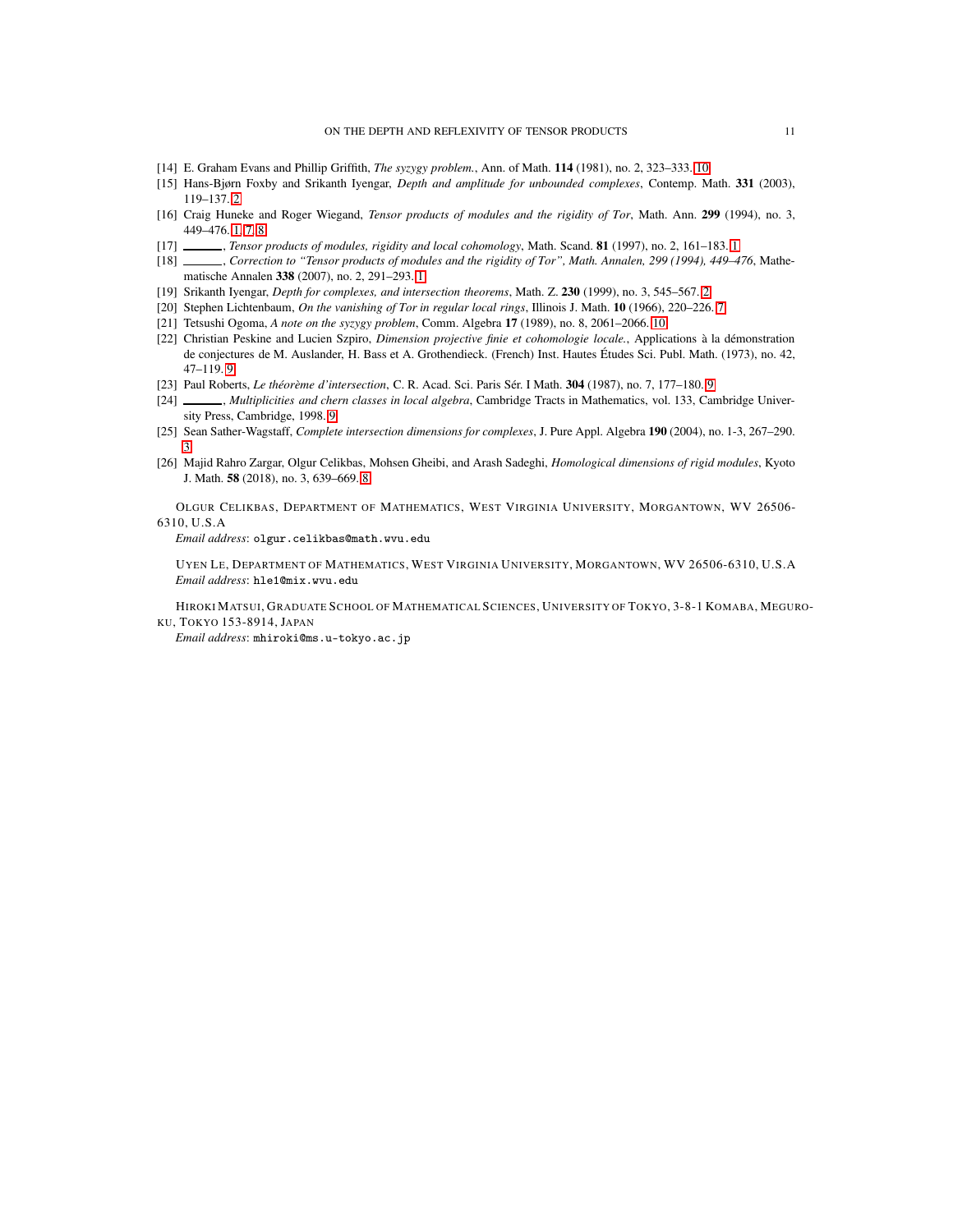[14] E. Graham Evans and Phillip Griffith, *The syzygy problem.*, Ann. of Math. **114** (1981), no. 2, 323–333. 10

[15] Hans-Bjørn Foxby and Srikanth Iyengar, *Depth and amplitude for unbounded complexes*, Contemp. Math. **331** (2003), 119–137. 2

[16] Craig Huneke and Roger Wiegand, *Tensor products of modules and the rigidity of Tor*, Math. Ann. **299** (1994), no. 3, 449–476. 1, 7, 8

[17] ______, *Tensor products of modules, rigidity and local cohomology*, Math. Scand. **81** (1997), no. 2, 161–183. 1

[18] ______, *Correction to "Tensor products of modules and the rigidity of Tor", Math. Annalen, 299 (1994), 449–476*, Mathematische Annalen **338** (2007), no. 2, 291–293. 1

[19] Srikanth Iyengar, *Depth for complexes, and intersection theorems*, Math. Z. **230** (1999), no. 3, 545–567. 2

[20] Stephen Lichtenbaum, *On the vanishing of Tor in regular local rings*, Illinois J. Math. **10** (1966), 220–226. 7

[21] Tetsushi Ogoma, *A note on the syzygy problem*, Comm. Algebra **17** (1989), no. 8, 2061–2066. 10

[22] Christian Peskine and Lucien Szpiro, *Dimension projective finie et cohomologie locale.*, Applications à la démonstration de conjectures de M. Auslander, H. Bass et A. Grothendieck. (French) Inst. Hautes Études Sci. Publ. Math. (1973), no. 42, 47–119. 9

[23] Paul Roberts, *Le théorème d'intersection*, C. R. Acad. Sci. Paris Sér. I Math. **304** (1987), no. 7, 177–180. 9

[24] ______, *Multiplicities and chern classes in local algebra*, Cambridge Tracts in Mathematics, vol. 133, Cambridge University Press, Cambridge, 1998. 9

[25] Sean Sather-Wagstaff, *Complete intersection dimensions for complexes*, J. Pure Appl. Algebra **190** (2004), no. 1-3, 267–290. 3

[26] Majid Rahro Zargar, Olgur Celikbas, Mohsen Gheibi, and Arash Sadeghi, *Homological dimensions of rigid modules*, Kyoto J. Math. **58** (2018), no. 3, 639–669. 8

OLGUR CELIKBAS, DEPARTMENT OF MATHEMATICS, WEST VIRGINIA UNIVERSITY, MORGANTOWN, WV 26506-6310, U.S.A

*Email address*: olgur.celikbas@math.wvu.edu

UYEN LE, DEPARTMENT OF MATHEMATICS, WEST VIRGINIA UNIVERSITY, MORGANTOWN, WV 26506-6310, U.S.A

*Email address*: hle1@mix.wvu.edu

HIROKI MATSUI, GRADUATE SCHOOL OF MATHEMATICAL SCIENCES, UNIVERSITY OF TOKYO, 3-8-1 KOMABA, MEGURO-KU, TOKYO 153-8914, JAPAN

*Email address*: mhiroki@ms.u-tokyo.ac.jp